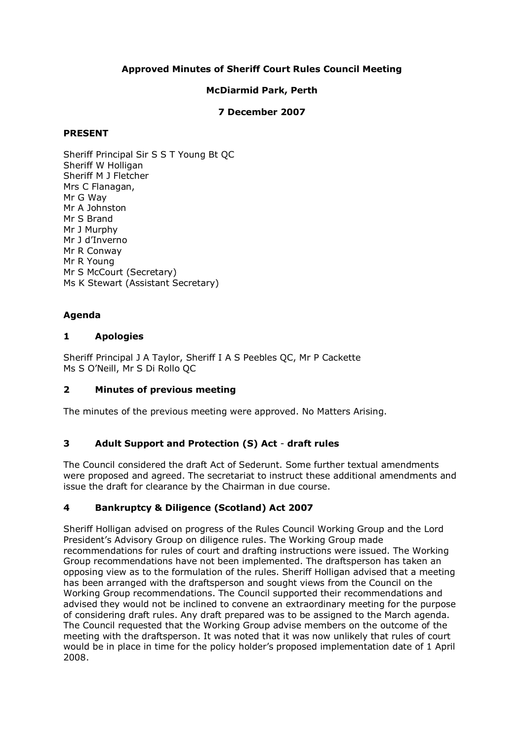# Approved Minutes of Sheriff Court Rules Council Meeting

## McDiarmid Park, Perth

## 7 December 2007

### PRESENT

Sheriff Principal Sir S S T Young Bt QC
Sheriff W Holligan
Sheriff M J Fletcher
Mrs C Flanagan,
Mr G Way
Mr A Johnston
Mr S Brand
Mr J Murphy
Mr J d'Inverno
Mr R Conway
Mr R Young
Mr S McCourt (Secretary)
Ms K Stewart (Assistant Secretary)

### Agenda

### 1 Apologies

Sheriff Principal J A Taylor, Sheriff I A S Peebles QC, Mr P Cackette
Ms S O'Neill, Mr S Di Rollo QC

### 2 Minutes of previous meeting

The minutes of the previous meeting were approved. No Matters Arising.

### 3 Adult Support and Protection (S) Act - draft rules

The Council considered the draft Act of Sederunt. Some further textual amendments were proposed and agreed. The secretariat to instruct these additional amendments and issue the draft for clearance by the Chairman in due course.

### 4 Bankruptcy & Diligence (Scotland) Act 2007

Sheriff Holligan advised on progress of the Rules Council Working Group and the Lord President's Advisory Group on diligence rules. The Working Group made recommendations for rules of court and drafting instructions were issued. The Working Group recommendations have not been implemented. The draftsperson has taken an opposing view as to the formulation of the rules. Sheriff Holligan advised that a meeting has been arranged with the draftsperson and sought views from the Council on the Working Group recommendations. The Council supported their recommendations and advised they would not be inclined to convene an extraordinary meeting for the purpose of considering draft rules. Any draft prepared was to be assigned to the March agenda. The Council requested that the Working Group advise members on the outcome of the meeting with the draftsperson. It was noted that it was now unlikely that rules of court would be in place in time for the policy holder's proposed implementation date of 1 April 2008.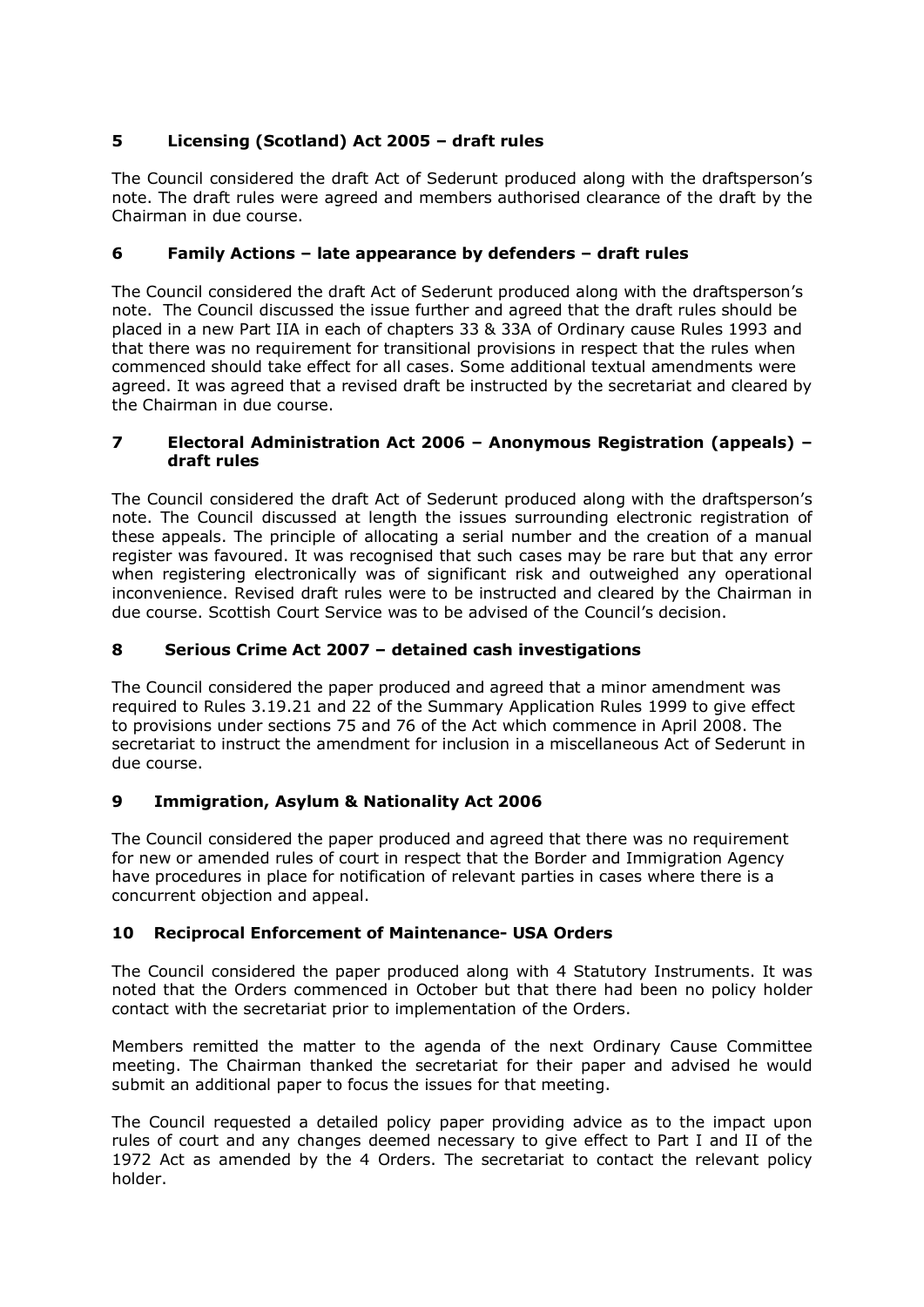## 5 Licensing (Scotland) Act 2005 – draft rules

The Council considered the draft Act of Sederunt produced along with the draftsperson's note. The draft rules were agreed and members authorised clearance of the draft by the Chairman in due course.

## 6 Family Actions – late appearance by defenders – draft rules

The Council considered the draft Act of Sederunt produced along with the draftsperson's note. The Council discussed the issue further and agreed that the draft rules should be placed in a new Part IIA in each of chapters 33 & 33A of Ordinary cause Rules 1993 and that there was no requirement for transitional provisions in respect that the rules when commenced should take effect for all cases. Some additional textual amendments were agreed. It was agreed that a revised draft be instructed by the secretariat and cleared by the Chairman in due course.

## 7 Electoral Administration Act 2006 – Anonymous Registration (appeals) – draft rules

The Council considered the draft Act of Sederunt produced along with the draftsperson's note. The Council discussed at length the issues surrounding electronic registration of these appeals. The principle of allocating a serial number and the creation of a manual register was favoured. It was recognised that such cases may be rare but that any error when registering electronically was of significant risk and outweighed any operational inconvenience. Revised draft rules were to be instructed and cleared by the Chairman in due course. Scottish Court Service was to be advised of the Council's decision.

## 8 Serious Crime Act 2007 – detained cash investigations

The Council considered the paper produced and agreed that a minor amendment was required to Rules 3.19.21 and 22 of the Summary Application Rules 1999 to give effect to provisions under sections 75 and 76 of the Act which commence in April 2008. The secretariat to instruct the amendment for inclusion in a miscellaneous Act of Sederunt in due course.

## 9 Immigration, Asylum & Nationality Act 2006

The Council considered the paper produced and agreed that there was no requirement for new or amended rules of court in respect that the Border and Immigration Agency have procedures in place for notification of relevant parties in cases where there is a concurrent objection and appeal.

## 10 Reciprocal Enforcement of Maintenance- USA Orders

The Council considered the paper produced along with 4 Statutory Instruments. It was noted that the Orders commenced in October but that there had been no policy holder contact with the secretariat prior to implementation of the Orders.

Members remitted the matter to the agenda of the next Ordinary Cause Committee meeting. The Chairman thanked the secretariat for their paper and advised he would submit an additional paper to focus the issues for that meeting.

The Council requested a detailed policy paper providing advice as to the impact upon rules of court and any changes deemed necessary to give effect to Part I and II of the 1972 Act as amended by the 4 Orders. The secretariat to contact the relevant policy holder.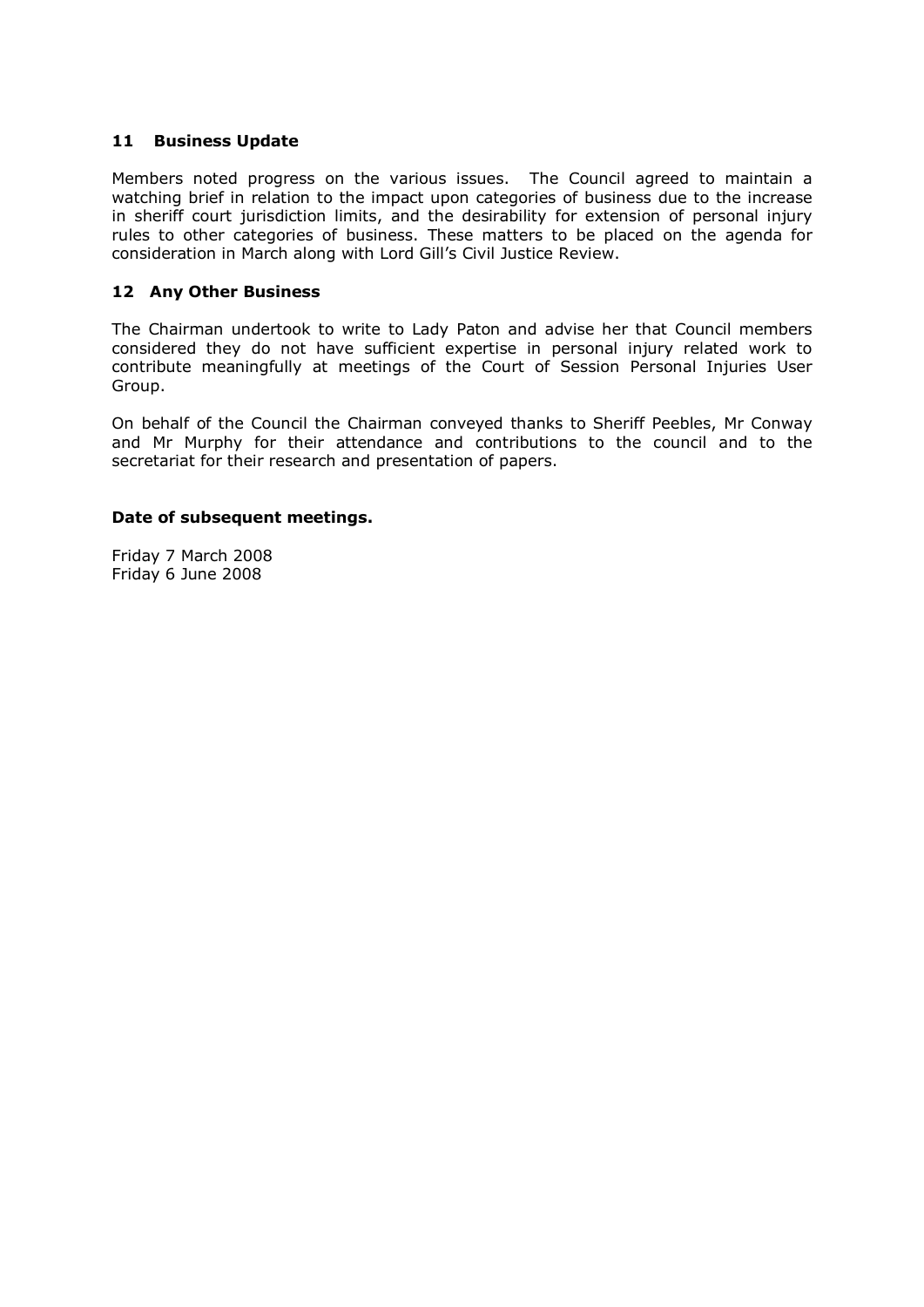## 11 Business Update

Members noted progress on the various issues. The Council agreed to maintain a watching brief in relation to the impact upon categories of business due to the increase in sheriff court jurisdiction limits, and the desirability for extension of personal injury rules to other categories of business. These matters to be placed on the agenda for consideration in March along with Lord Gill's Civil Justice Review.

## 12 Any Other Business

The Chairman undertook to write to Lady Paton and advise her that Council members considered they do not have sufficient expertise in personal injury related work to contribute meaningfully at meetings of the Court of Session Personal Injuries User Group.

On behalf of the Council the Chairman conveyed thanks to Sheriff Peebles, Mr Conway and Mr Murphy for their attendance and contributions to the council and to the secretariat for their research and presentation of papers.

**Date of subsequent meetings.**

Friday 7 March 2008
Friday 6 June 2008